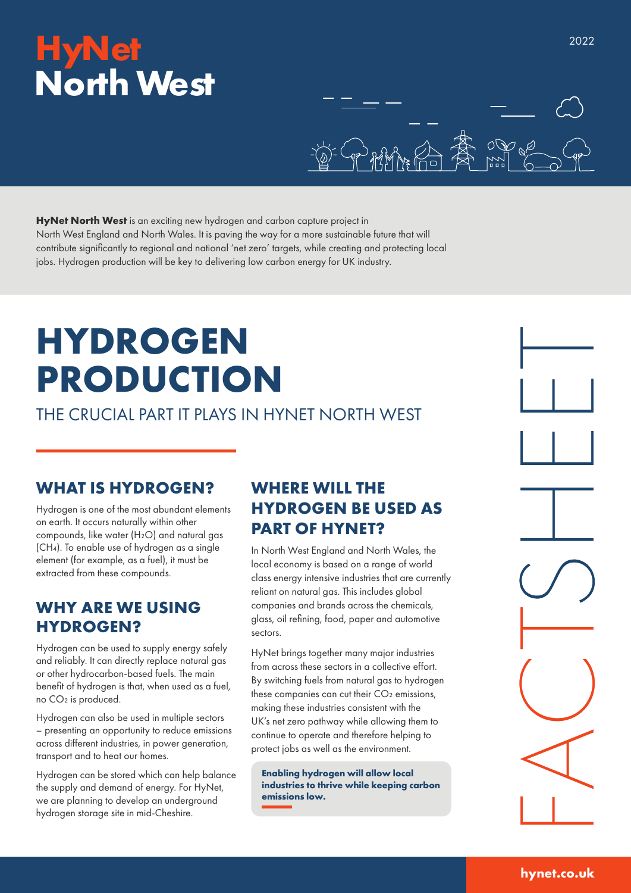# HyNet North West

2022

**HyNet North West** is an exciting new hydrogen and carbon capture project in North West England and North Wales. It is paving the way for a more sustainable future that will contribute significantly to regional and national 'net zero' targets, while creating and protecting local jobs. Hydrogen production will be key to delivering low carbon energy for UK industry.

# HYDROGEN PRODUCTION

THE CRUCIAL PART IT PLAYS IN HYNET NORTH WEST

FACTSHEET

## WHAT IS HYDROGEN?

Hydrogen is one of the most abundant elements on earth. It occurs naturally within other compounds, like water ($H_2O$) and natural gas ($CH_4$). To enable use of hydrogen as a single element (for example, as a fuel), it must be extracted from these compounds.

## WHY ARE WE USING HYDROGEN?

Hydrogen can be used to supply energy safely and reliably. It can directly replace natural gas or other hydrocarbon-based fuels. The main benefit of hydrogen is that, when used as a fuel, no $CO_2$ is produced.

Hydrogen can also be used in multiple sectors – presenting an opportunity to reduce emissions across different industries, in power generation, transport and to heat our homes.

Hydrogen can be stored which can help balance the supply and demand of energy. For HyNet, we are planning to develop an underground hydrogen storage site in mid-Cheshire.

## WHERE WILL THE HYDROGEN BE USED AS PART OF HYNET?

In North West England and North Wales, the local economy is based on a range of world class energy intensive industries that are currently reliant on natural gas. This includes global companies and brands across the chemicals, glass, oil refining, food, paper and automotive sectors.

HyNet brings together many major industries from across these sectors in a collective effort. By switching fuels from natural gas to hydrogen these companies can cut their $CO_2$ emissions, making these industries consistent with the UK's net zero pathway while allowing them to continue to operate and therefore helping to protect jobs as well as the environment.

**Enabling hydrogen will allow local industries to thrive while keeping carbon emissions low.**

hynet.co.uk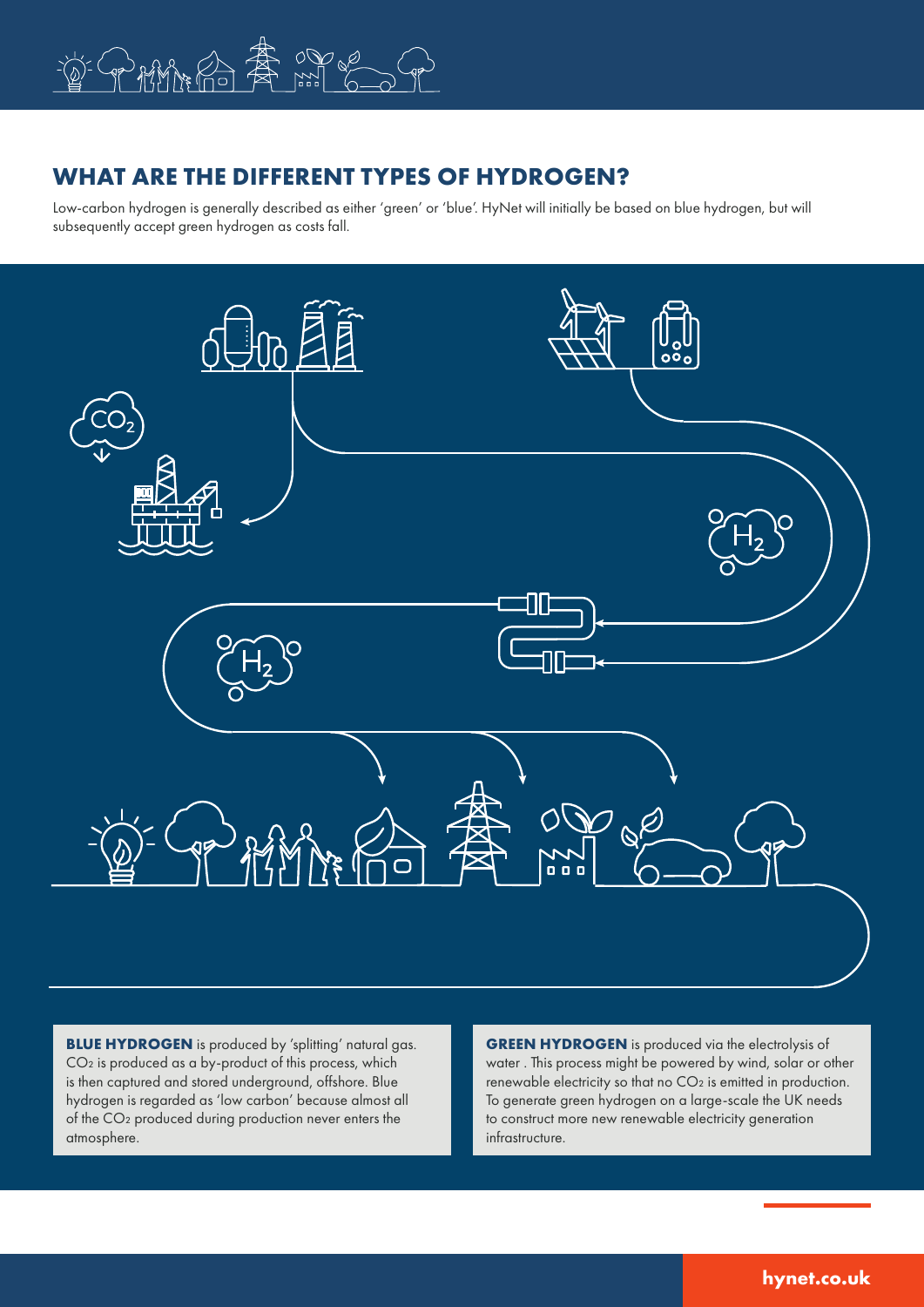## WHAT ARE THE DIFFERENT TYPES OF HYDROGEN?

Low-carbon hydrogen is generally described as either 'green' or 'blue'. HyNet will initially be based on blue hydrogen, but will subsequently accept green hydrogen as costs fall.

$CO_2$

$H_2$

$H_2$

**BLUE HYDROGEN** is produced by 'splitting' natural gas. $CO_2$ is produced as a by-product of this process, which is then captured and stored underground, offshore. Blue hydrogen is regarded as 'low carbon' because almost all of the $CO_2$ produced during production never enters the atmosphere.

**GREEN HYDROGEN** is produced via the electrolysis of water . This process might be powered by wind, solar or other renewable electricity so that no $CO_2$ is emitted in production. To generate green hydrogen on a large-scale the UK needs to construct more new renewable electricity generation infrastructure.

hynet.co.uk